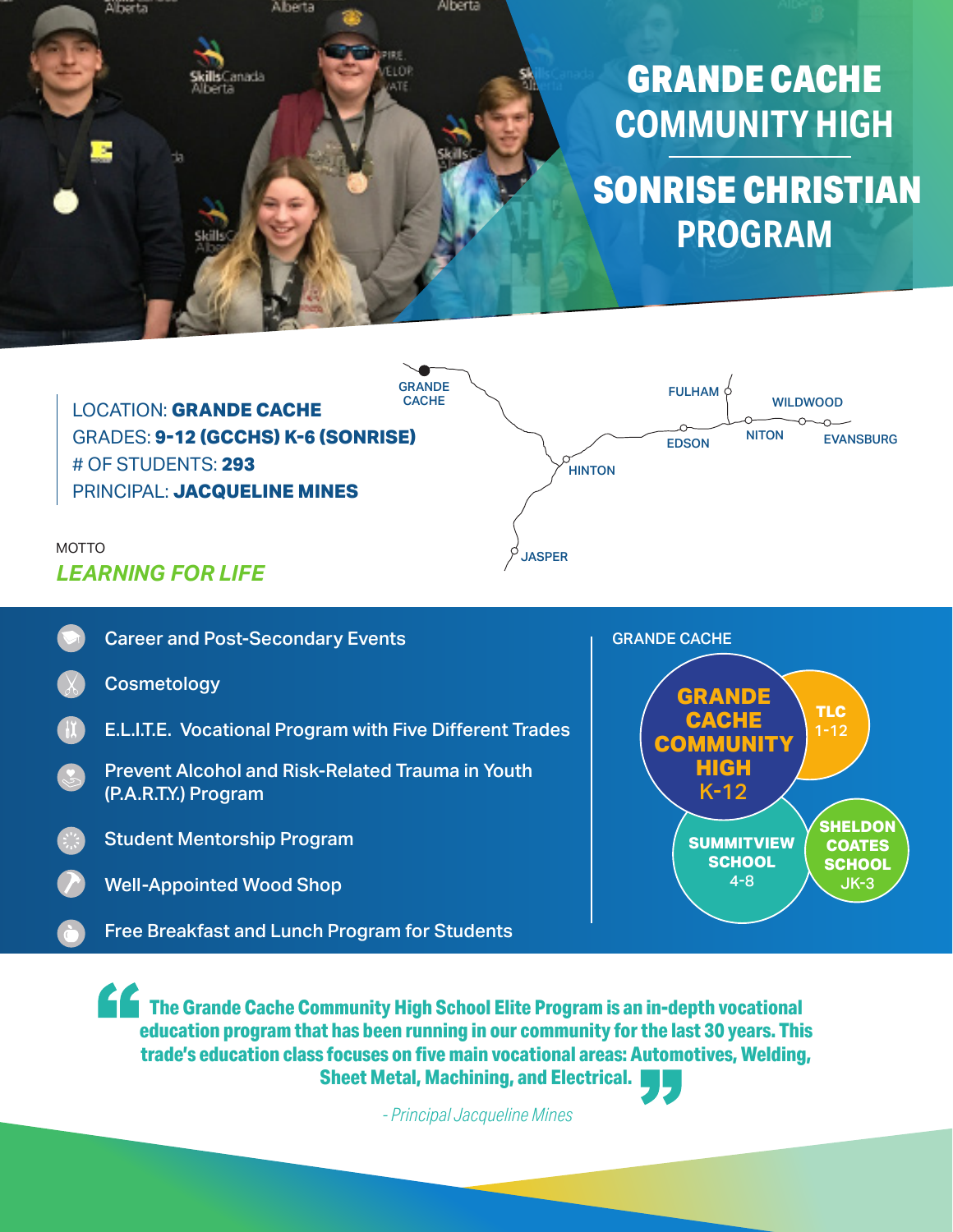# GRANDE CACHE COMMUNITY HIGH

## SONRISE CHRISTIAN PROGRAM

LOCATION: **GRANDE CACHE**
GRADES: **9-12 (GCCHS) K-6 (SONRISE)**
# OF STUDENTS: **293**
PRINCIPAL: **JACQUELINE MINES**

GRANDE CACHE
FULHAM
WILDWOOD
EDSON
NITON
EVANSBURG
HINTON
JASPER

MOTTO
***LEARNING FOR LIFE***

- Career and Post-Secondary Events
- Cosmetology
- E.L.I.T.E. Vocational Program with Five Different Trades
- Prevent Alcohol and Risk-Related Trauma in Youth (P.A.R.T.Y.) Program
- Student Mentorship Program
- Well-Appointed Wood Shop
- Free Breakfast and Lunch Program for Students

GRANDE CACHE

- **GRANDE CACHE COMMUNITY HIGH** K-12
- **TLC** 1-12
- **SUMMITVIEW SCHOOL** 4-8
- **SHELDON COATES SCHOOL** JK-3

> **The Grande Cache Community High School Elite Program is an in-depth vocational education program that has been running in our community for the last 30 years. This trade's education class focuses on five main vocational areas: Automotives, Welding, Sheet Metal, Machining, and Electrical.**
>
> *- Principal Jacqueline Mines*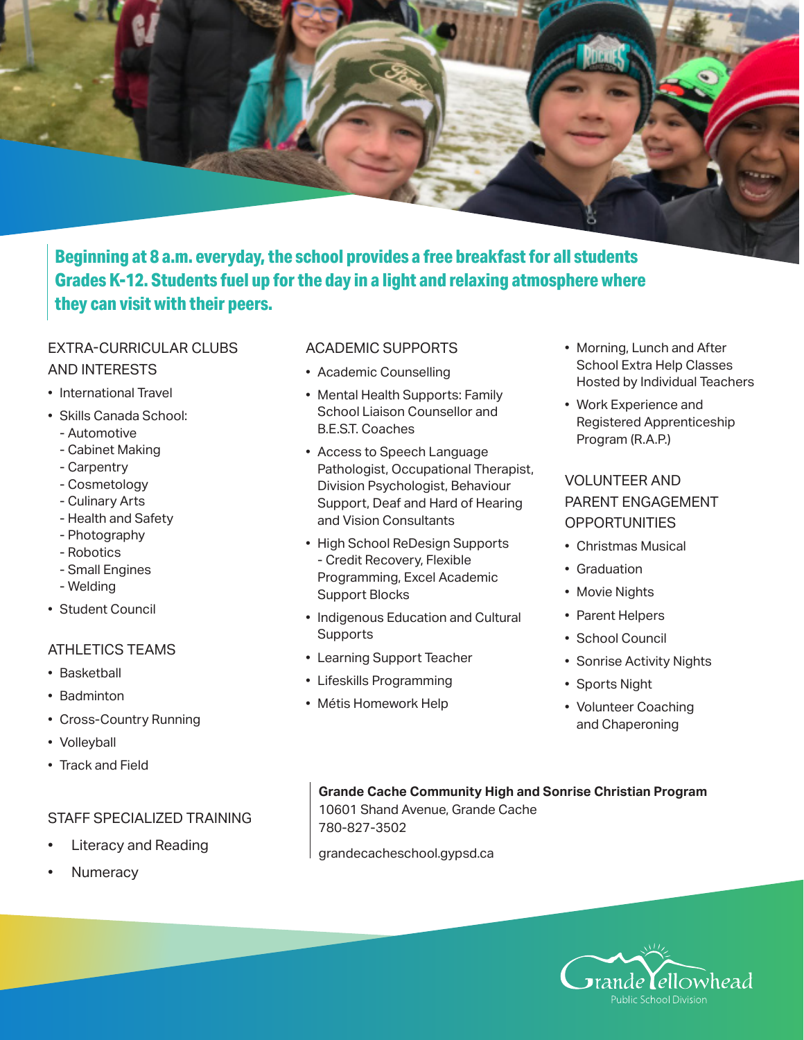**Beginning at 8 a.m. everyday, the school provides a free breakfast for all students Grades K-12. Students fuel up for the day in a light and relaxing atmosphere where they can visit with their peers.**

## EXTRA-CURRICULAR CLUBS AND INTERESTS

- International Travel
- Skills Canada School:
  - Automotive
  - Cabinet Making
  - Carpentry
  - Cosmetology
  - Culinary Arts
  - Health and Safety
  - Photography
  - Robotics
  - Small Engines
  - Welding
- Student Council

## ATHLETICS TEAMS

- Basketball
- Badminton
- Cross-Country Running
- Volleyball
- Track and Field

## STAFF SPECIALIZED TRAINING

- Literacy and Reading
- Numeracy

## ACADEMIC SUPPORTS

- Academic Counselling
- Mental Health Supports: Family School Liaison Counsellor and B.E.S.T. Coaches
- Access to Speech Language Pathologist, Occupational Therapist, Division Psychologist, Behaviour Support, Deaf and Hard of Hearing and Vision Consultants
- High School ReDesign Supports - Credit Recovery, Flexible Programming, Excel Academic Support Blocks
- Indigenous Education and Cultural Supports
- Learning Support Teacher
- Lifeskills Programming
- Métis Homework Help
- Morning, Lunch and After School Extra Help Classes Hosted by Individual Teachers
- Work Experience and Registered Apprenticeship Program (R.A.P.)

## VOLUNTEER AND PARENT ENGAGEMENT OPPORTUNITIES

- Christmas Musical
- Graduation
- Movie Nights
- Parent Helpers
- School Council
- Sonrise Activity Nights
- Sports Night
- Volunteer Coaching and Chaperoning

**Grande Cache Community High and Sonrise Christian Program**
10601 Shand Avenue, Grande Cache
780-827-3502

grandecacheschool.gypsd.ca

Grande Yellowhead Public School Division